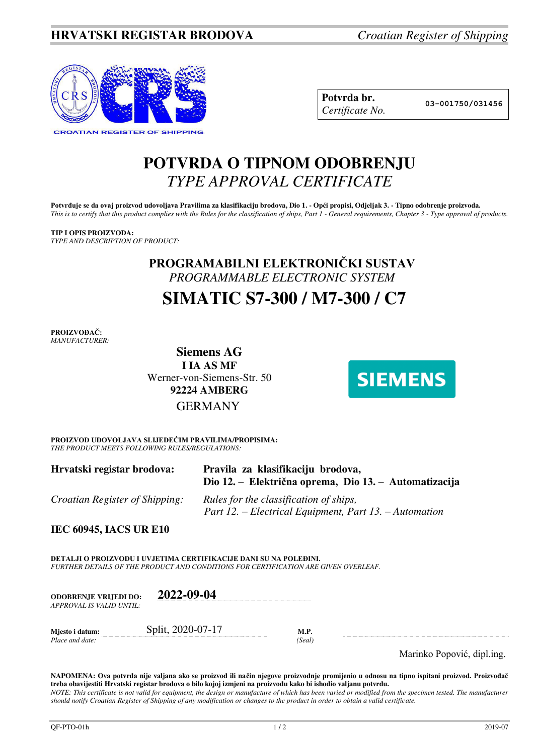**HRVATSKI REGISTAR BRODOVA** *Croatian Register of Shipping*

CROATIAN REGISTER OF SHIPPING

| **Potvrda br.** *Certificate No.* | 03-001750/031456 |
|---|---|

# POTVRDA O TIPNOM ODOBRENJU
## *TYPE APPROVAL CERTIFICATE*

**Potvrđuje se da ovaj proizvod udovoljava Pravilima za klasifikaciju brodova, Dio 1. - Opći propisi, Odjeljak 3. - Tipno odobrenje proizvoda.**
*This is to certify that this product complies with the Rules for the classification of ships, Part 1 - General requirements, Chapter 3 - Type approval of products.*

**TIP I OPIS PROIZVODA:**
*TYPE AND DESCRIPTION OF PRODUCT:*

**PROGRAMABILNI ELEKTRONIČKI SUSTAV**
*PROGRAMMABLE ELECTRONIC SYSTEM*

# SIMATIC S7-300 / M7-300 / C7

**PROIZVOĐAČ:**
*MANUFACTURER:*

**Siemens AG**
**I IA AS MF**
Werner-von-Siemens-Str. 50
**92224 AMBERG**
GERMANY

SIEMENS

**PROIZVOD UDOVOLJAVA SLIJEDEĆIM PRAVILIMA/PROPISIMA:**
*THE PRODUCT MEETS FOLLOWING RULES/REGULATIONS:*

| | |
|---|---|
| **Hrvatski registar brodova:** | **Pravila za klasifikaciju brodova, Dio 12. – Električna oprema, Dio 13. – Automatizacija** |
| *Croatian Register of Shipping:* | *Rules for the classification of ships, Part 12. – Electrical Equipment, Part 13. – Automation* |

**IEC 60945, IACS UR E10**

**DETALJI O PROIZVODU I UVJETIMA CERTIFIKACIJE DANI SU NA POLEĐINI.**
*FURTHER DETAILS OF THE PRODUCT AND CONDITIONS FOR CERTIFICATION ARE GIVEN OVERLEAF.*

**ODOBRENJE VRIJEDI DO:** *APPROVAL IS VALID UNTIL:* **2022-09-04**

**Mjesto i datum:** *Place and date:* Split, 2020-07-17

**M.P.** *(Seal)*

Marinko Popović, dipl.ing.

**NAPOMENA: Ova potvrda nije valjana ako se proizvod ili način njegove proizvodnje promijenio u odnosu na tipno ispitani proizvod. Proizvođač treba obavijestiti Hrvatski registar brodova o bilo kojoj izmjeni na proizvodu kako bi ishodio valjanu potvrdu.**
*NOTE: This certificate is not valid for equipment, the design or manufacture of which has been varied or modified from the specimen tested. The manufacturer should notify Croatian Register of Shipping of any modification or changes to the product in order to obtain a valid certificate.*

QF-PTO-01h 2019-07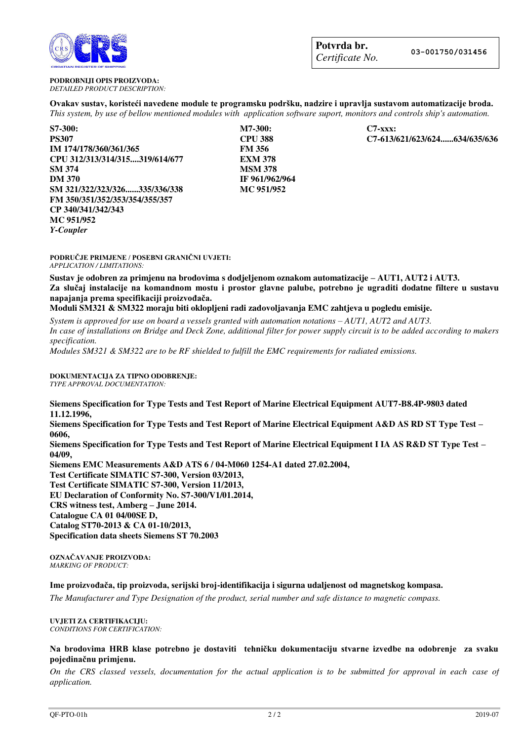**Potvrda br.** *Certificate No.* 03-001750/031456

**PODROBNIJI OPIS PROIZVODA:**
*DETAILED PRODUCT DESCRIPTION:*

**Ovakav sustav, koristeći navedene module te programsku podršku, nadzire i upravlja sustavom automatizacije broda.**
*This system, by use of bellow mentioned modules with application software suport, monitors and controls ship's automation.*

**S7-300:**
**PS307**
**IM 174/178/360/361/365**
**CPU 312/313/314/315....319/614/677**
**SM 374**
**DM 370**
**SM 321/322/323/326......335/336/338**
**FM 350/351/352/353/354/355/357**
**CP 340/341/342/343**
**MC 951/952**
***Y-Coupler***

**M7-300:**
**CPU 388**
**FM 356**
**EXM 378**
**MSM 378**
**IF 961/962/964**
**MC 951/952**

**C7-xxx:**
**C7-613/621/623/624......634/635/636**

**PODRUČJE PRIMJENE / POSEBNI GRANIČNI UVJETI:**
*APPLICATION / LIMITATIONS:*

**Sustav je odobren za primjenu na brodovima s dodjeljenom oznakom automatizacije – AUT1, AUT2 i AUT3.**
**Za slučaj instalacije na komandnom mostu i prostor glavne palube, potrebno je ugraditi dodatne filtere u sustavu napajanja prema specifikaciji proizvođača.**
**Moduli SM321 & SM322 moraju biti oklopljeni radi zadovoljavanja EMC zahtjeva u pogledu emisije.**

*System is approved for use on board a vessels granted with automation notations – AUT1, AUT2 and AUT3.*
*In case of installations on Bridge and Deck Zone, additional filter for power supply circuit is to be added according to makers specification.*
*Modules SM321 & SM322 are to be RF shielded to fulfill the EMC requirements for radiated emissions.*

**DOKUMENTACIJA ZA TIPNO ODOBRENJE:**
*TYPE APPROVAL DOCUMENTATION:*

**Siemens Specification for Type Tests and Test Report of Marine Electrical Equipment AUT7-B8.4P-9803 dated 11.12.1996,**
**Siemens Specification for Type Tests and Test Report of Marine Electrical Equipment A&D AS RD ST Type Test – 0606,**
**Siemens Specification for Type Tests and Test Report of Marine Electrical Equipment I IA AS R&D ST Type Test – 04/09,**
**Siemens EMC Measurements A&D ATS 6 / 04-M060 1254-A1 dated 27.02.2004,**
**Test Certificate SIMATIC S7-300, Version 03/2013,**
**Test Certificate SIMATIC S7-300, Version 11/2013,**
**EU Declaration of Conformity No. S7-300/V1/01.2014,**
**CRS witness test, Amberg – June 2014.**
**Catalogue CA 01 04/00SE D,**
**Catalog ST70-2013 & CA 01-10/2013,**
**Specification data sheets Siemens ST 70.2003**

**OZNAČAVANJE PROIZVODA:**
*MARKING OF PRODUCT:*

**Ime proizvođača, tip proizvoda, serijski broj-identifikacija i sigurna udaljenost od magnetskog kompasa.**
*The Manufacturer and Type Designation of the product, serial number and safe distance to magnetic compass.*

**UVJETI ZA CERTIFIKACIJU:**
*CONDITIONS FOR CERTIFICATION:*

**Na brodovima HRB klase potrebno je dostaviti tehničku dokumentaciju stvarne izvedbe na odobrenje za svaku pojedinačnu primjenu.**
*On the CRS classed vessels, documentation for the actual application is to be submitted for approval in each case of application.*

QF-PTO-01h 2019-07